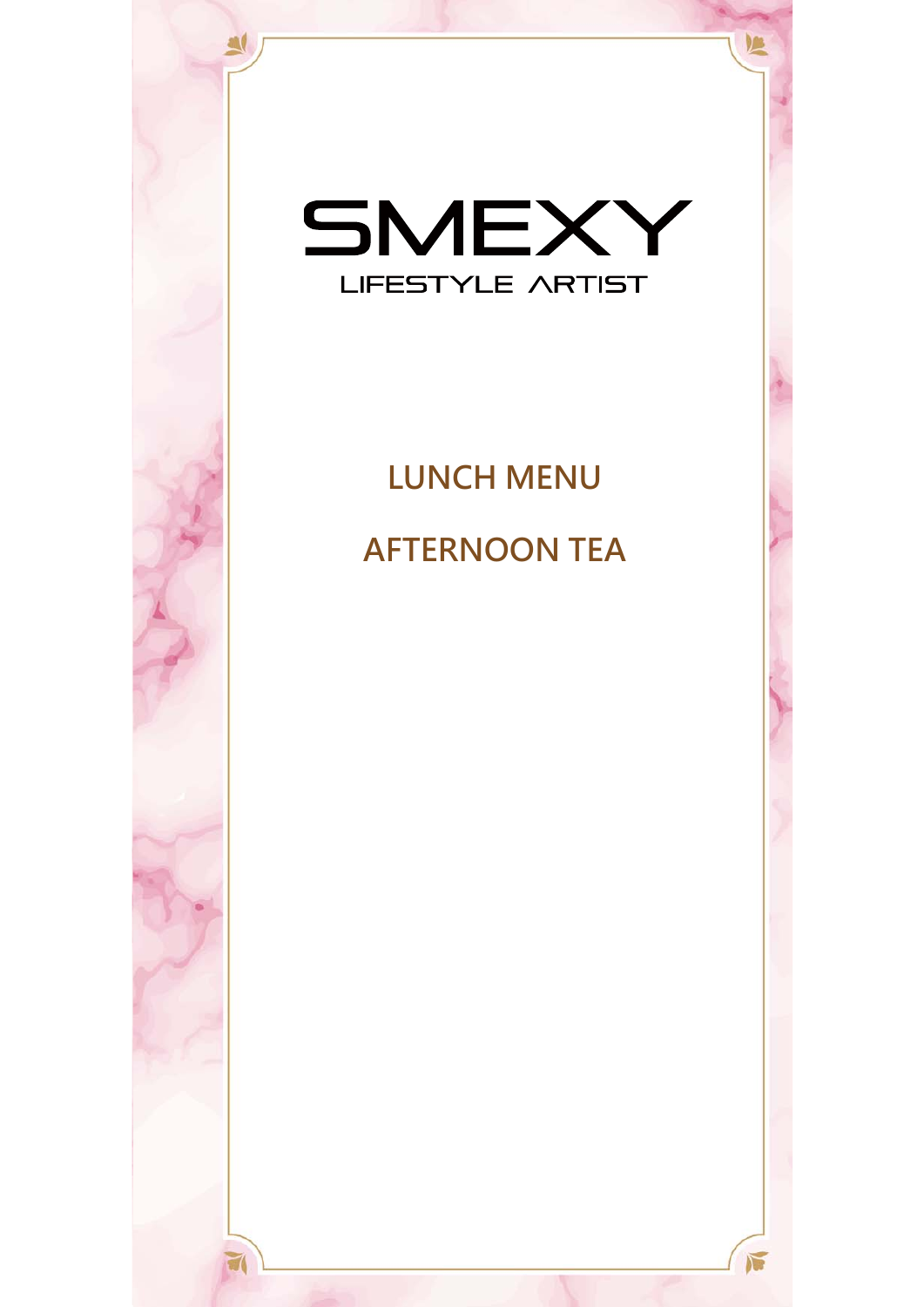# SMEXY

LIFESTYLE ARTIST

## LUNCH MENU

## AFTERNOON TEA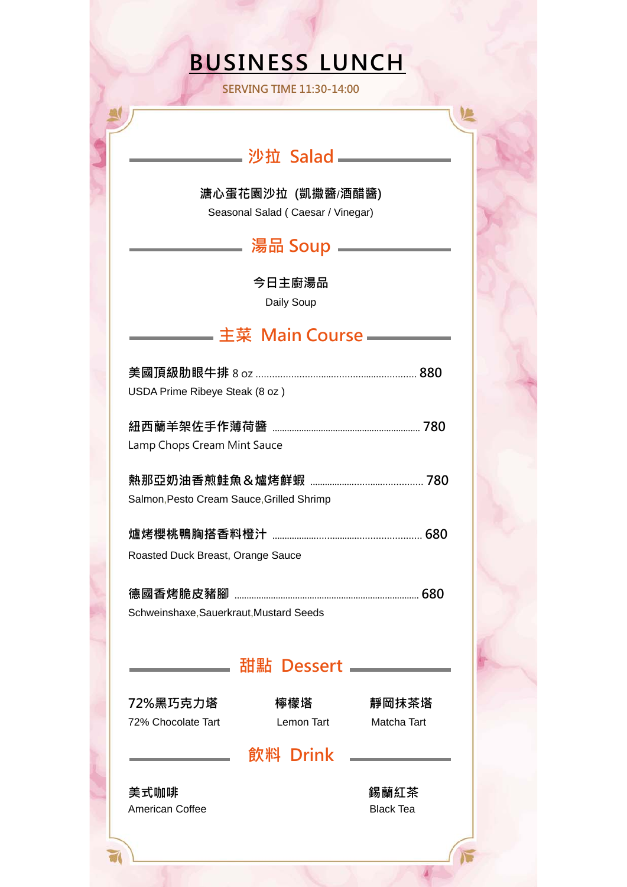# BUSINESS LUNCH

SERVING TIME 11:30-14:00

## 沙拉 Salad

**溏心蛋花園沙拉 (凱撒醬/酒醋醬)**
Seasonal Salad ( Caesar / Vinegar)

## 湯品 Soup

**今日主廚湯品**
Daily Soup

## 主菜 Main Course

**美國頂級肋眼牛排** 8 oz ............ 880
USDA Prime Ribeye Steak (8 oz )

**紐西蘭羊架佐手作薄荷醬** ............ 780
Lamp Chops Cream Mint Sauce

**熱那亞奶油香煎鮭魚＆爐烤鮮蝦** ............ 780
Salmon,Pesto Cream Sauce,Grilled Shrimp

**爐烤櫻桃鴨胸搭香料橙汁** ............ 680
Roasted Duck Breast, Orange Sauce

**德國香烤脆皮豬腳** ............ 680
Schweinshaxe,Sauerkraut,Mustard Seeds

## 甜點 Dessert

**72%黑巧克力塔**
72% Chocolate Tart

**檸檬塔**
Lemon Tart

**靜岡抹茶塔**
Matcha Tart

## 飲料 Drink

**美式咖啡**
American Coffee

**錫蘭紅茶**
Black Tea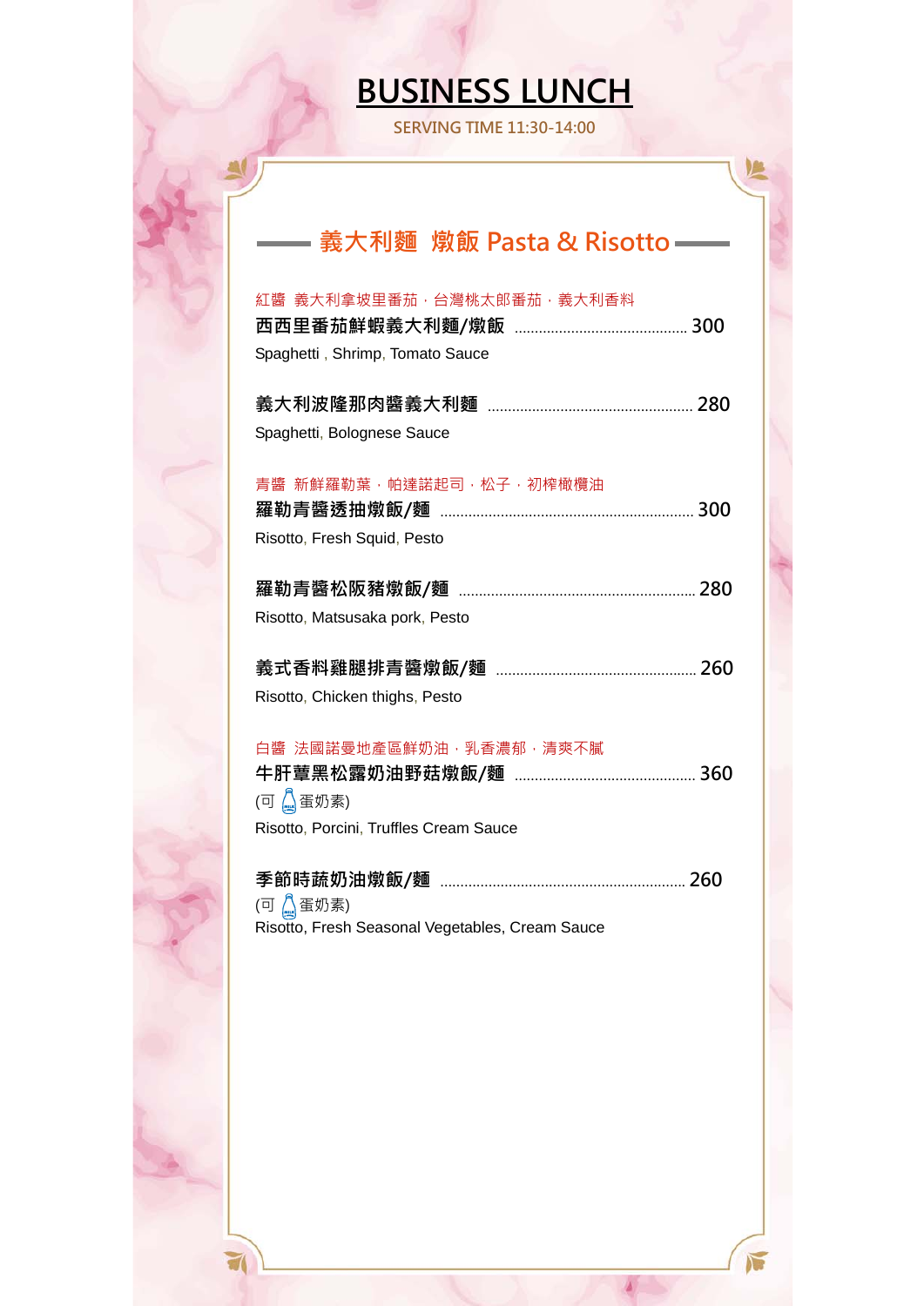# BUSINESS LUNCH

SERVING TIME 11:30-14:00

## 義大利麵 燉飯 Pasta & Risotto

紅醬 義大利拿坡里番茄，台灣桃太郎番茄，義大利香料

**西西里番茄鮮蝦義大利麵/燉飯** ........................................ 300

Spaghetti , Shrimp, Tomato Sauce

**義大利波隆那肉醬義大利麵** ................................................ 280

Spaghetti, Bolognese Sauce

青醬 新鮮羅勒葉，帕達諾起司，松子，初榨橄欖油

**羅勒青醬透抽燉飯/麵** ........................................................ 300

Risotto, Fresh Squid, Pesto

**羅勒青醬松阪豬燉飯/麵** ..................................................... 280

Risotto, Matsusaka pork, Pesto

**義式香料雞腿排青醬燉飯/麵** .............................................. 260

Risotto, Chicken thighs, Pesto

白醬 法國諾曼地產區鮮奶油，乳香濃郁，清爽不膩

**牛肝蕈黑松露奶油野菇燉飯/麵** ......................................... 360

(可 蛋奶素)

Risotto, Porcini, Truffles Cream Sauce

**季節時蔬奶油燉飯/麵** ......................................................... 260

(可 蛋奶素)

Risotto, Fresh Seasonal Vegetables, Cream Sauce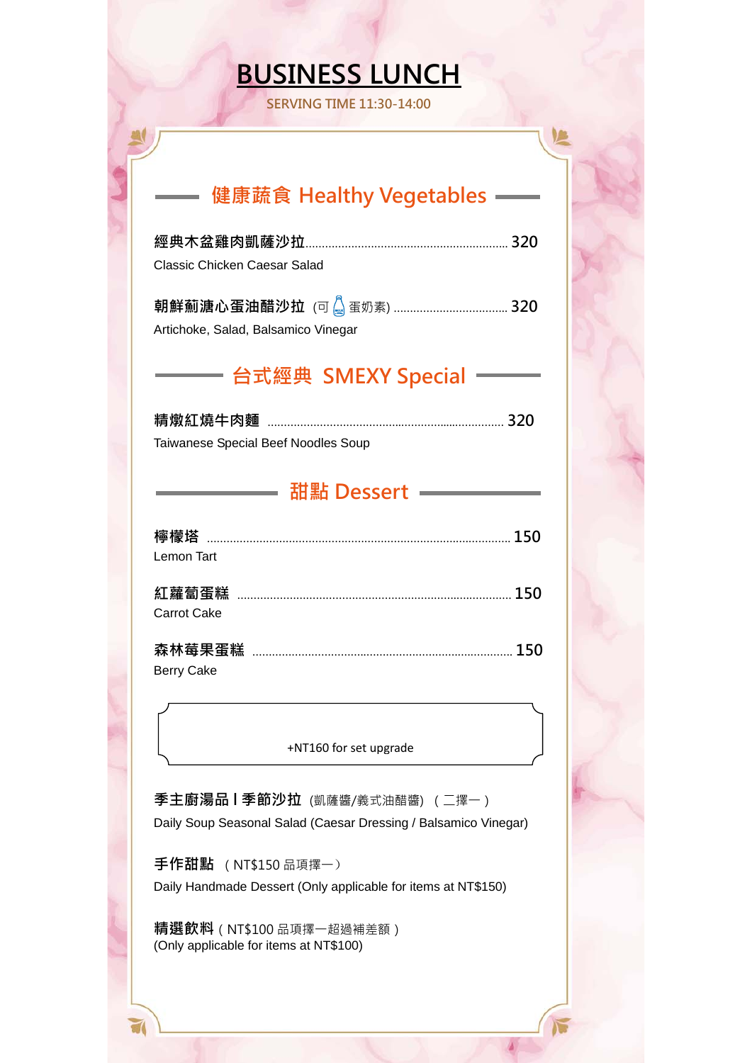# BUSINESS LUNCH

SERVING TIME 11:30-14:00

## 健康蔬食 Healthy Vegetables

**經典木盆雞肉凱薩沙拉** .......... 320
Classic Chicken Caesar Salad

**朝鮮薊溏心蛋油醋沙拉** (可 蛋奶素) .......... 320
Artichoke, Salad, Balsamico Vinegar

## 台式經典 SMEXY Special

**精燉紅燒牛肉麵** .......... 320
Taiwanese Special Beef Noodles Soup

## 甜點 Dessert

**檸檬塔** .......... 150
Lemon Tart

**紅蘿蔔蛋糕** .......... 150
Carrot Cake

**森林莓果蛋糕** .......... 150
Berry Cake

+NT160 for set upgrade

**季主廚湯品 I 季節沙拉** (凱薩醬/義式油醋醬) （二擇一）
Daily Soup Seasonal Salad (Caesar Dressing / Balsamico Vinegar)

**手作甜點** （NT$150 品項擇一）
Daily Handmade Dessert (Only applicable for items at NT$150)

**精選飲料**（NT$100 品項擇一超過補差額）
(Only applicable for items at NT$100)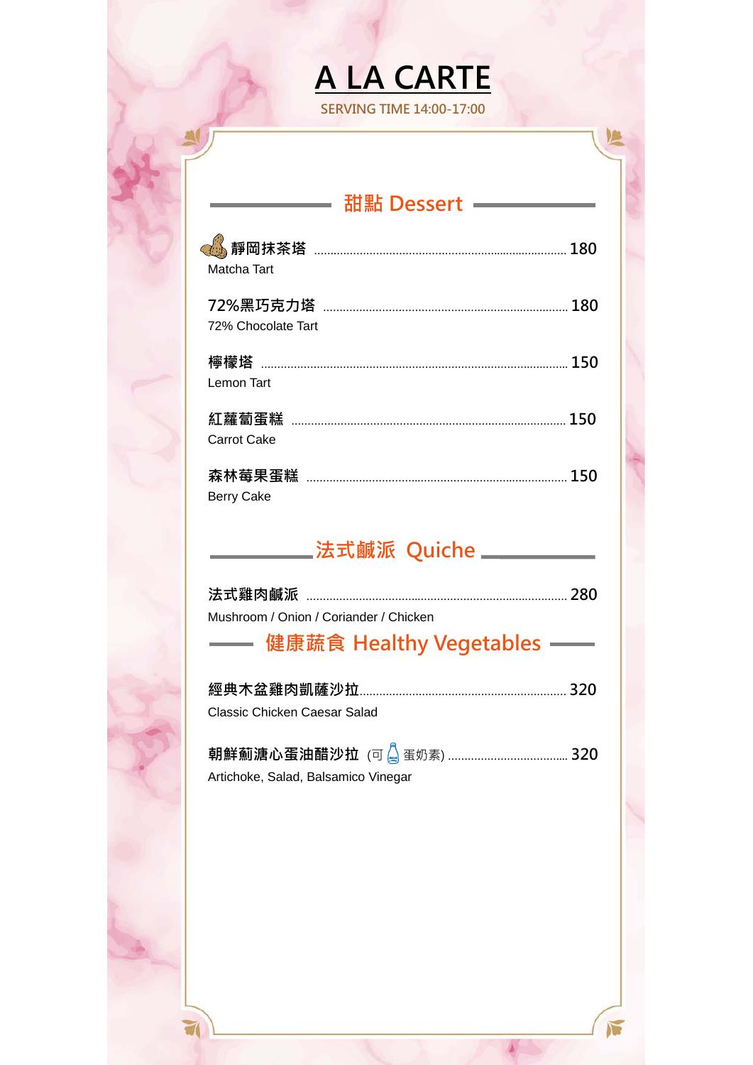# A LA CARTE

SERVING TIME 14:00-17:00

## 甜點 Dessert

**靜岡抹茶塔** ........................................ **180**
Matcha Tart

**72%黑巧克力塔** ........................................ **180**
72% Chocolate Tart

**檸檬塔** ........................................ **150**
Lemon Tart

**紅蘿蔔蛋糕** ........................................ **150**
Carrot Cake

**森林莓果蛋糕** ........................................ **150**
Berry Cake

## 法式鹹派 Quiche

**法式雞肉鹹派** ........................................ **280**
Mushroom / Onion / Coriander / Chicken

## 健康蔬食 Healthy Vegetables

**經典木盆雞肉凱薩沙拉** ........................................ **320**
Classic Chicken Caesar Salad

**朝鮮薊溏心蛋油醋沙拉** (可 蛋奶素) ........................................ **320**
Artichoke, Salad, Balsamico Vinegar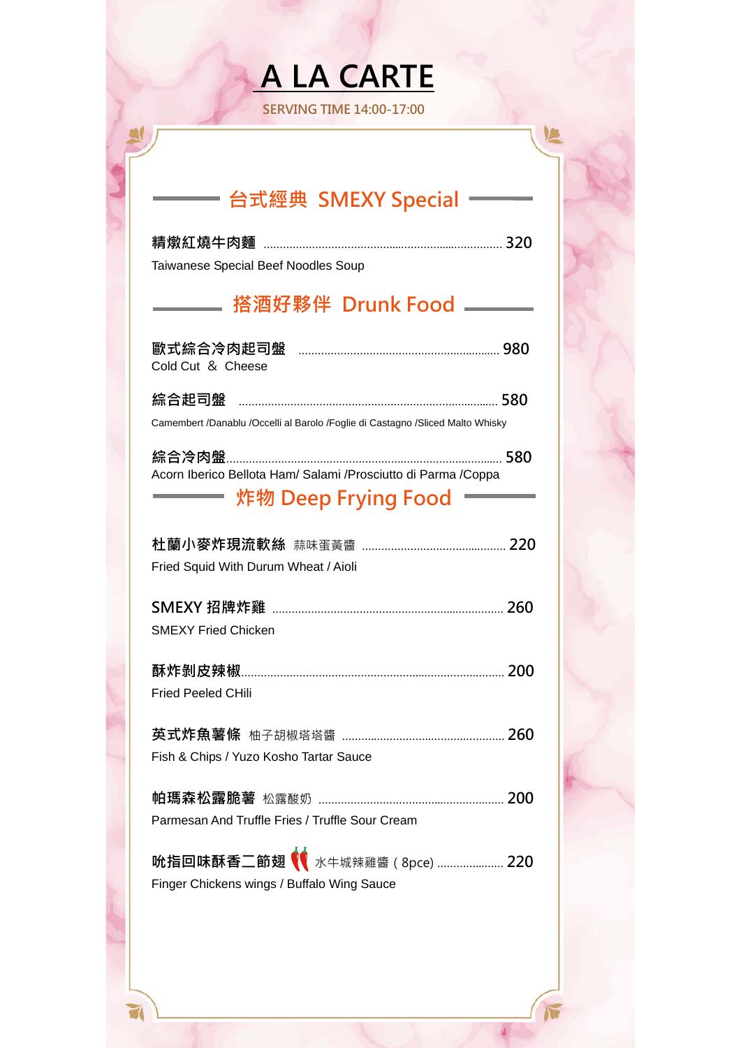# A LA CARTE

SERVING TIME 14:00-17:00

## 台式經典 SMEXY Special

**精燉紅燒牛肉麵** ........................................ 320
Taiwanese Special Beef Noodles Soup

## 搭酒好夥伴 Drunk Food

**歐式綜合冷肉起司盤** ........................................ 980
Cold Cut ＆ Cheese

**綜合起司盤** ........................................ 580
Camembert /Danablu /Occelli al Barolo /Foglie di Castagno /Sliced Malto Whisky

**綜合冷肉盤**........................................ 580
Acorn Iberico Bellota Ham/ Salami /Prosciutto di Parma /Coppa

## 炸物 Deep Frying Food

**杜蘭小麥炸現流軟絲** 蒜味蛋黃醬 ........................................ 220
Fried Squid With Durum Wheat / Aioli

**SMEXY 招牌炸雞** ........................................ 260
SMEXY Fried Chicken

**酥炸剝皮辣椒**........................................ 200
Fried Peeled CHili

**英式炸魚薯條** 柚子胡椒塔塔醬 ........................................ 260
Fish & Chips / Yuzo Kosho Tartar Sauce

**帕瑪森松露脆薯** 松露酸奶 ........................................ 200
Parmesan And Truffle Fries / Truffle Sour Cream

**吮指回味酥香二節翅** 🌶 水牛城辣雞醬 ( 8pce) ........................................ 220
Finger Chickens wings / Buffalo Wing Sauce